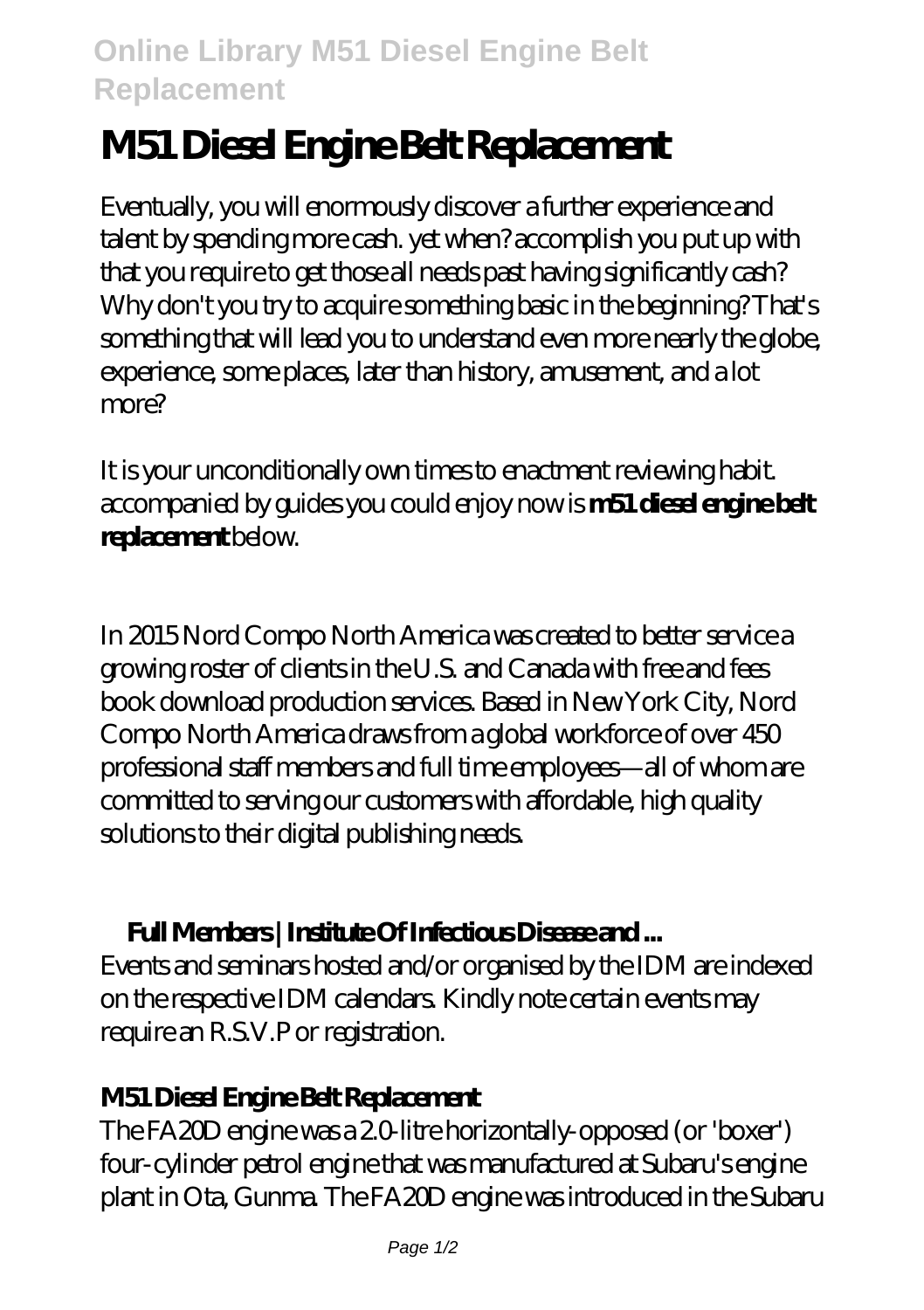# M51 Diesel Engine Belt Replacement

Eventually, you will enormously discover a further experience and talent by spending more cash. yet when? accomplish you put up with that you require to get those all needs past having significantly cash? Why don't you try to acquire something basic in the beginning? That's something that will lead you to understand even more nearly the globe, experience, some places, later than history, amusement, and a lot more?

It is your unconditionally own times to enactment reviewing habit. accompanied by guides you could enjoy now is **m51 diesel engine belt replacement** below.

In 2015 Nord Compo North America was created to better service a growing roster of clients in the U.S. and Canada with free and fees book download production services. Based in New York City, Nord Compo North America draws from a global workforce of over 450 professional staff members and full time employees—all of whom are committed to serving our customers with affordable, high quality solutions to their digital publishing needs.

### Full Members | Institute Of Infectious Disease and ...

Events and seminars hosted and/or organised by the IDM are indexed on the respective IDM calendars. Kindly note certain events may require an R.S.V.P or registration.

### M51 Diesel Engine Belt Replacement

The FA20D engine was a 2.0-litre horizontally-opposed (or 'boxer') four-cylinder petrol engine that was manufactured at Subaru's engine plant in Ota, Gunma. The FA20D engine was introduced in the Subaru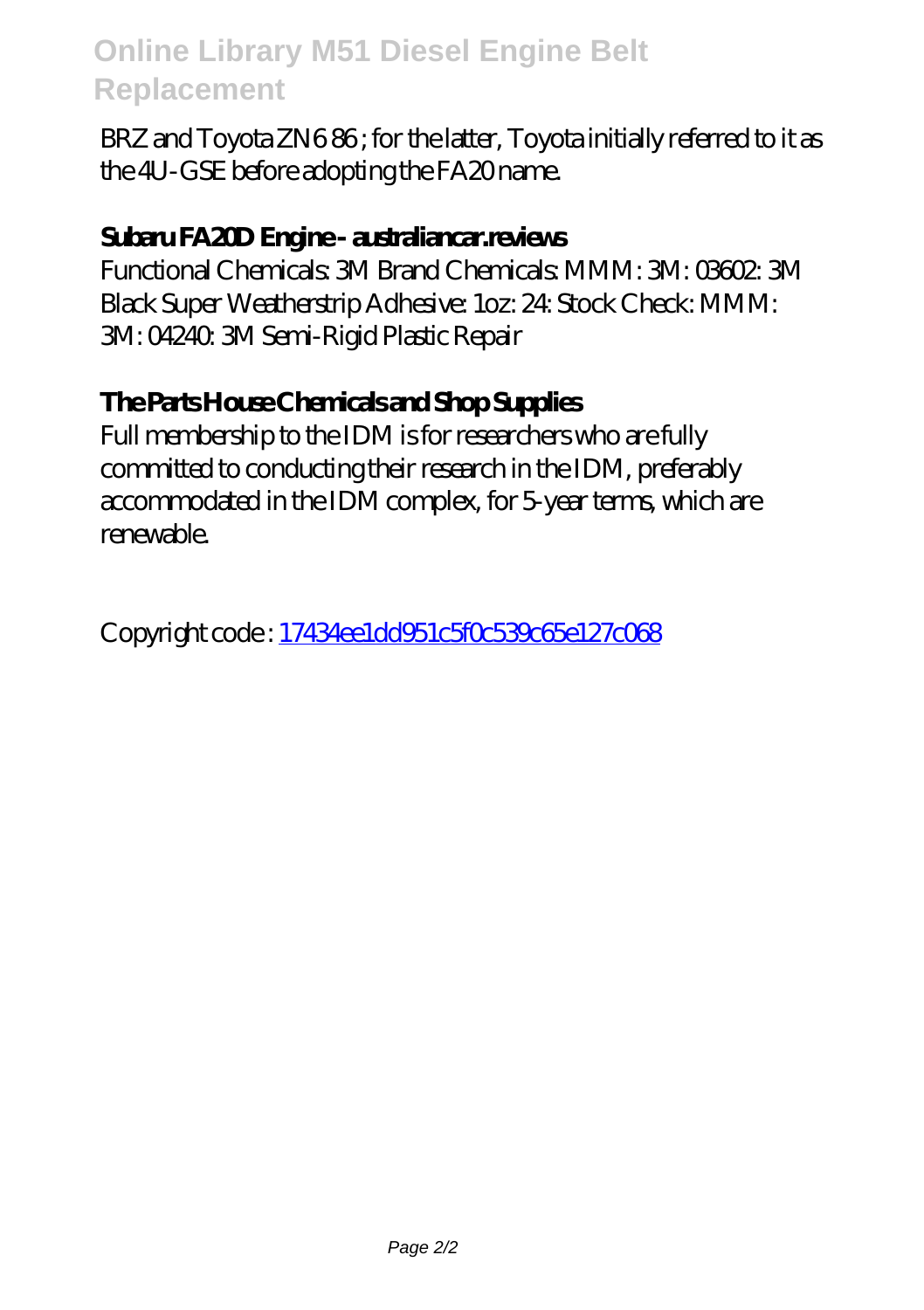BRZ and Toyota ZN6 86 ; for the latter, Toyota initially referred to it as the 4U-GSE before adopting the FA20 name.

**Subaru FA20D Engine - australiancar.reviews**

Functional Chemicals: 3M Brand Chemicals: MMM: 3M: 03602: 3M Black Super Weatherstrip Adhesive: 1oz: 24: Stock Check: MMM: 3M: 04240: 3M Semi-Rigid Plastic Repair

**The Parts House Chemicals and Shop Supplies**

Full membership to the IDM is for researchers who are fully committed to conducting their research in the IDM, preferably accommodated in the IDM complex, for 5-year terms, which are renewable.

Copyright code : 17434ee1dd951c5f0c539c65e127c068